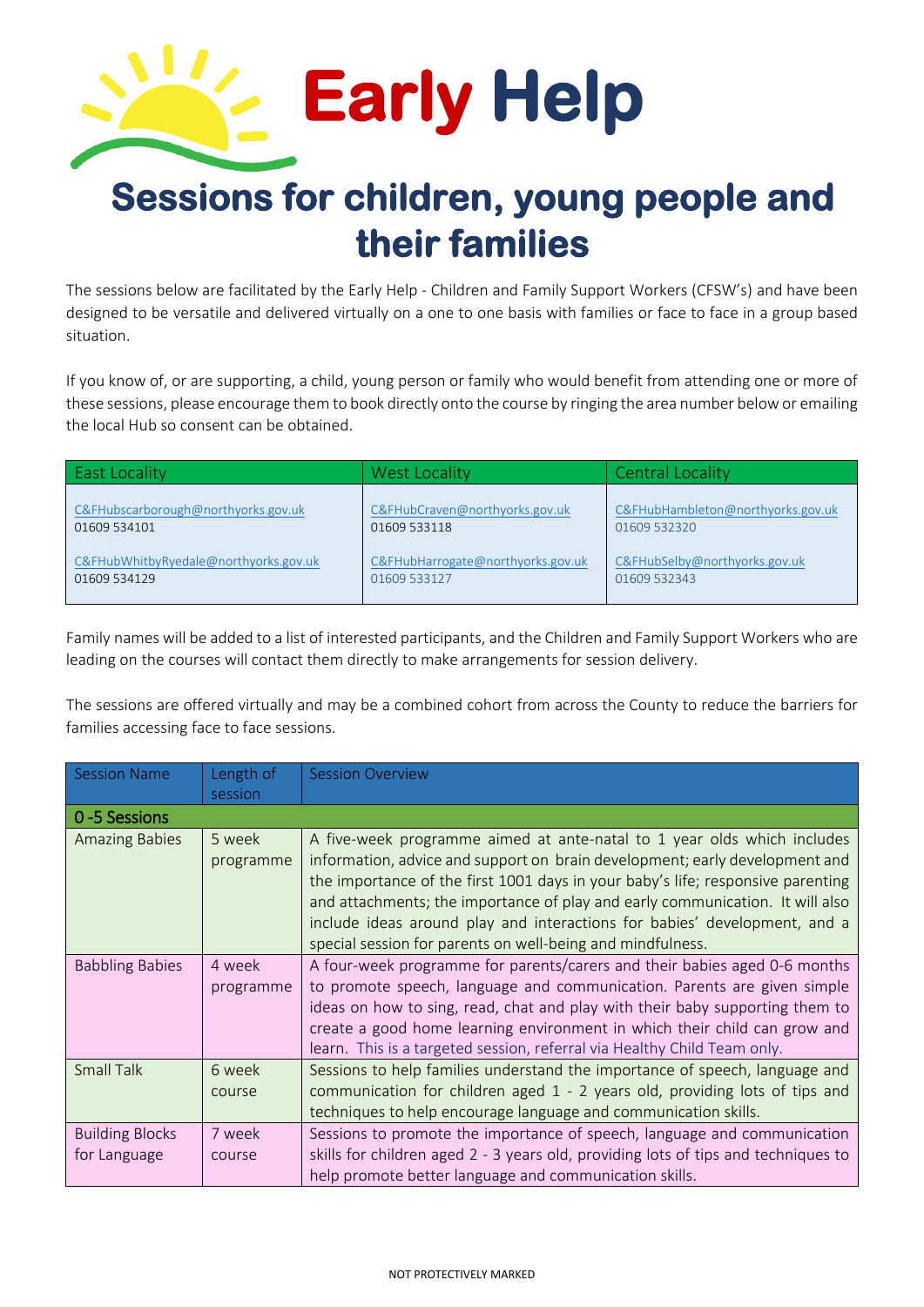# Early Help

## Sessions for children, young people and their families

The sessions below are facilitated by the Early Help - Children and Family Support Workers (CFSW's) and have been designed to be versatile and delivered virtually on a one to one basis with families or face to face in a group based situation.

If you know of, or are supporting, a child, young person or family who would benefit from attending one or more of these sessions, please encourage them to book directly onto the course by ringing the area number below or emailing the local Hub so consent can be obtained.

| East Locality | West Locality | Central Locality |
|---|---|---|
| C&FHubscarborough@northyorks.gov.uk<br>01609 534101 | C&FHubCraven@northyorks.gov.uk<br>01609 533118 | C&FHubHambleton@northyorks.gov.uk<br>01609 532320 |
| C&FHubWhitbyRyedale@northyorks.gov.uk<br>01609 534129 | C&FHubHarrogate@northyorks.gov.uk<br>01609 533127 | C&FHubSelby@northyorks.gov.uk<br>01609 532343 |

Family names will be added to a list of interested participants, and the Children and Family Support Workers who are leading on the courses will contact them directly to make arrangements for session delivery.

The sessions are offered virtually and may be a combined cohort from across the County to reduce the barriers for families accessing face to face sessions.

| Session Name | Length of session | Session Overview |
|---|---|---|
| **0 -5 Sessions** | | |
| Amazing Babies | 5 week programme | A five-week programme aimed at ante-natal to 1 year olds which includes information, advice and support on brain development; early development and the importance of the first 1001 days in your baby's life; responsive parenting and attachments; the importance of play and early communication. It will also include ideas around play and interactions for babies' development, and a special session for parents on well-being and mindfulness. |
| Babbling Babies | 4 week programme | A four-week programme for parents/carers and their babies aged 0-6 months to promote speech, language and communication. Parents are given simple ideas on how to sing, read, chat and play with their baby supporting them to create a good home learning environment in which their child can grow and learn. This is a targeted session, referral via Healthy Child Team only. |
| Small Talk | 6 week course | Sessions to help families understand the importance of speech, language and communication for children aged 1 - 2 years old, providing lots of tips and techniques to help encourage language and communication skills. |
| Building Blocks for Language | 7 week course | Sessions to promote the importance of speech, language and communication skills for children aged 2 - 3 years old, providing lots of tips and techniques to help promote better language and communication skills. |

NOT PROTECTIVELY MARKED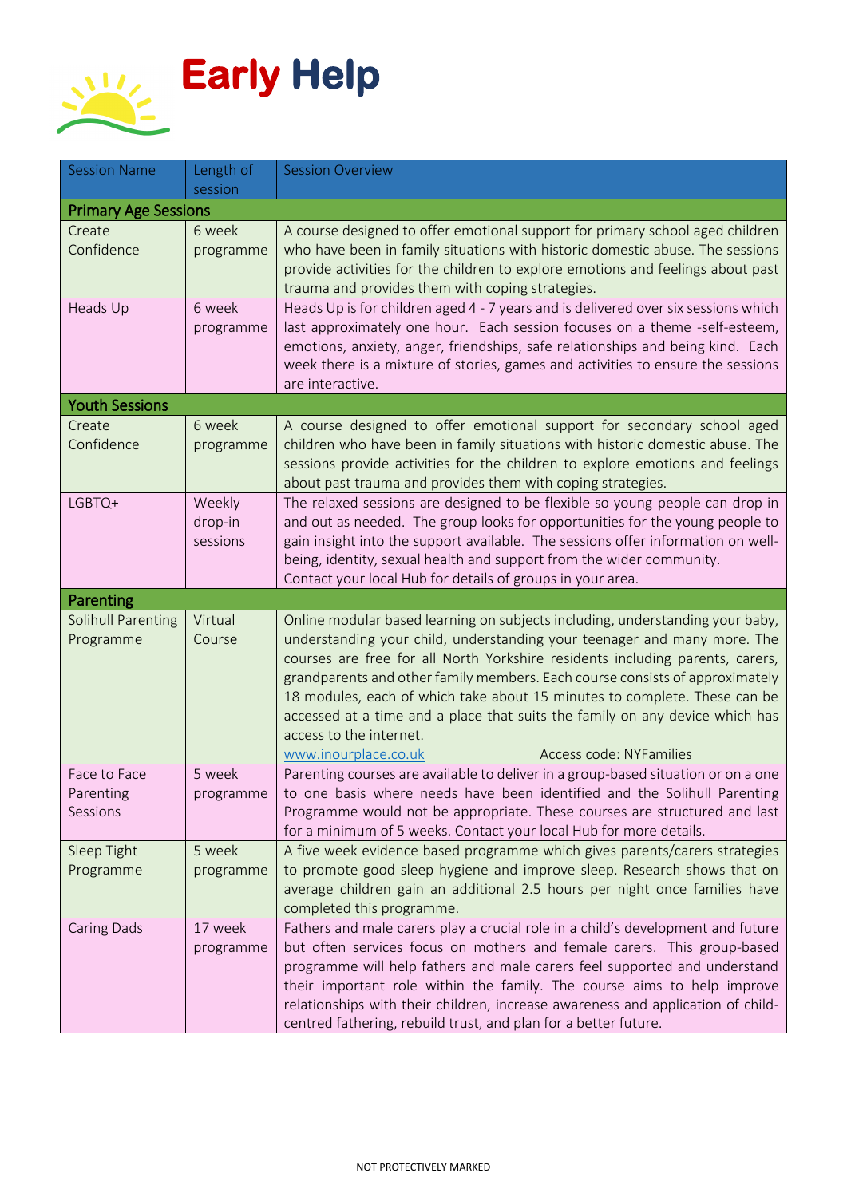# Early Help

| Session Name | Length of session | Session Overview |
| --- | --- | --- |
| **Primary Age Sessions** | | |
| Create Confidence | 6 week programme | A course designed to offer emotional support for primary school aged children who have been in family situations with historic domestic abuse. The sessions provide activities for the children to explore emotions and feelings about past trauma and provides them with coping strategies. |
| Heads Up | 6 week programme | Heads Up is for children aged 4 - 7 years and is delivered over six sessions which last approximately one hour. Each session focuses on a theme -self-esteem, emotions, anxiety, anger, friendships, safe relationships and being kind. Each week there is a mixture of stories, games and activities to ensure the sessions are interactive. |
| **Youth Sessions** | | |
| Create Confidence | 6 week programme | A course designed to offer emotional support for secondary school aged children who have been in family situations with historic domestic abuse. The sessions provide activities for the children to explore emotions and feelings about past trauma and provides them with coping strategies. |
| LGBTQ+ | Weekly drop-in sessions | The relaxed sessions are designed to be flexible so young people can drop in and out as needed. The group looks for opportunities for the young people to gain insight into the support available. The sessions offer information on well-being, identity, sexual health and support from the wider community. Contact your local Hub for details of groups in your area. |
| **Parenting** | | |
| Solihull Parenting Programme | Virtual Course | Online modular based learning on subjects including, understanding your baby, understanding your child, understanding your teenager and many more. The courses are free for all North Yorkshire residents including parents, carers, grandparents and other family members. Each course consists of approximately 18 modules, each of which take about 15 minutes to complete. These can be accessed at a time and a place that suits the family on any device which has access to the internet. www.inourplace.co.uk Access code: NYFamilies |
| Face to Face Parenting Sessions | 5 week programme | Parenting courses are available to deliver in a group-based situation or on a one to one basis where needs have been identified and the Solihull Parenting Programme would not be appropriate. These courses are structured and last for a minimum of 5 weeks. Contact your local Hub for more details. |
| Sleep Tight Programme | 5 week programme | A five week evidence based programme which gives parents/carers strategies to promote good sleep hygiene and improve sleep. Research shows that on average children gain an additional 2.5 hours per night once families have completed this programme. |
| Caring Dads | 17 week programme | Fathers and male carers play a crucial role in a child's development and future but often services focus on mothers and female carers. This group-based programme will help fathers and male carers feel supported and understand their important role within the family. The course aims to help improve relationships with their children, increase awareness and application of child-centred fathering, rebuild trust, and plan for a better future. |

NOT PROTECTIVELY MARKED